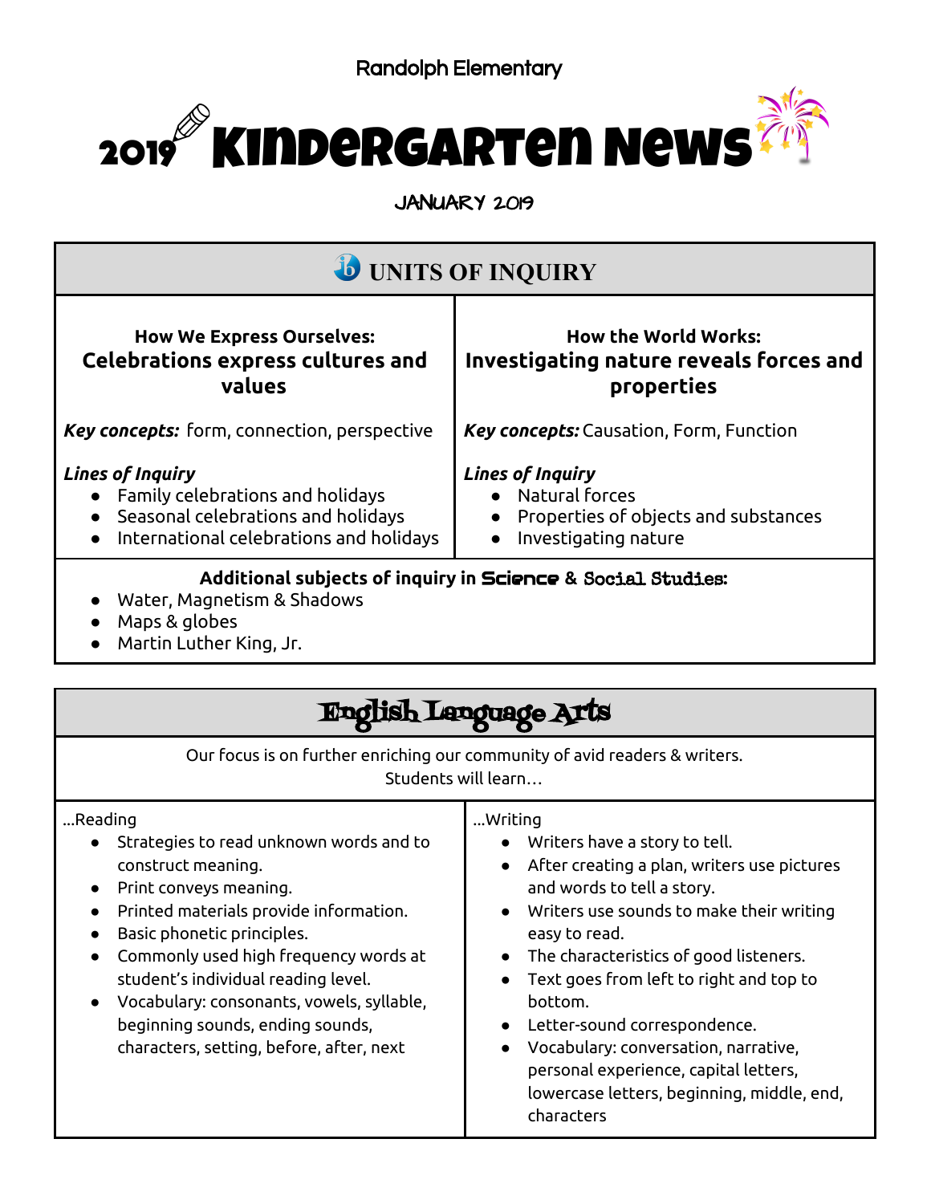Randolph Elementary

# 2019 Kindergarten News

JANUARY 2019

## UNITS OF INQUIRY

| How We Express Ourselves: **Celebrations express cultures and values** | How the World Works: **Investigating nature reveals forces and properties** |
|---|---|
| ***Key concepts:*** form, connection, perspective | ***Key concepts:*** Causation, Form, Function |
| ***Lines of Inquiry*** <br>• Family celebrations and holidays <br>• Seasonal celebrations and holidays <br>• International celebrations and holidays | ***Lines of Inquiry*** <br>• Natural forces <br>• Properties of objects and substances <br>• Investigating nature |

**Additional subjects of inquiry in Science & Social Studies:**

- Water, Magnetism & Shadows
- Maps & globes
- Martin Luther King, Jr.

## English Language Arts

Our focus is on further enriching our community of avid readers & writers.
Students will learn…

…Reading

- Strategies to read unknown words and to construct meaning.
- Print conveys meaning.
- Printed materials provide information.
- Basic phonetic principles.
- Commonly used high frequency words at student's individual reading level.
- Vocabulary: consonants, vowels, syllable, beginning sounds, ending sounds, characters, setting, before, after, next

…Writing

- Writers have a story to tell.
- After creating a plan, writers use pictures and words to tell a story.
- Writers use sounds to make their writing easy to read.
- The characteristics of good listeners.
- Text goes from left to right and top to bottom.
- Letter-sound correspondence.
- Vocabulary: conversation, narrative, personal experience, capital letters, lowercase letters, beginning, middle, end, characters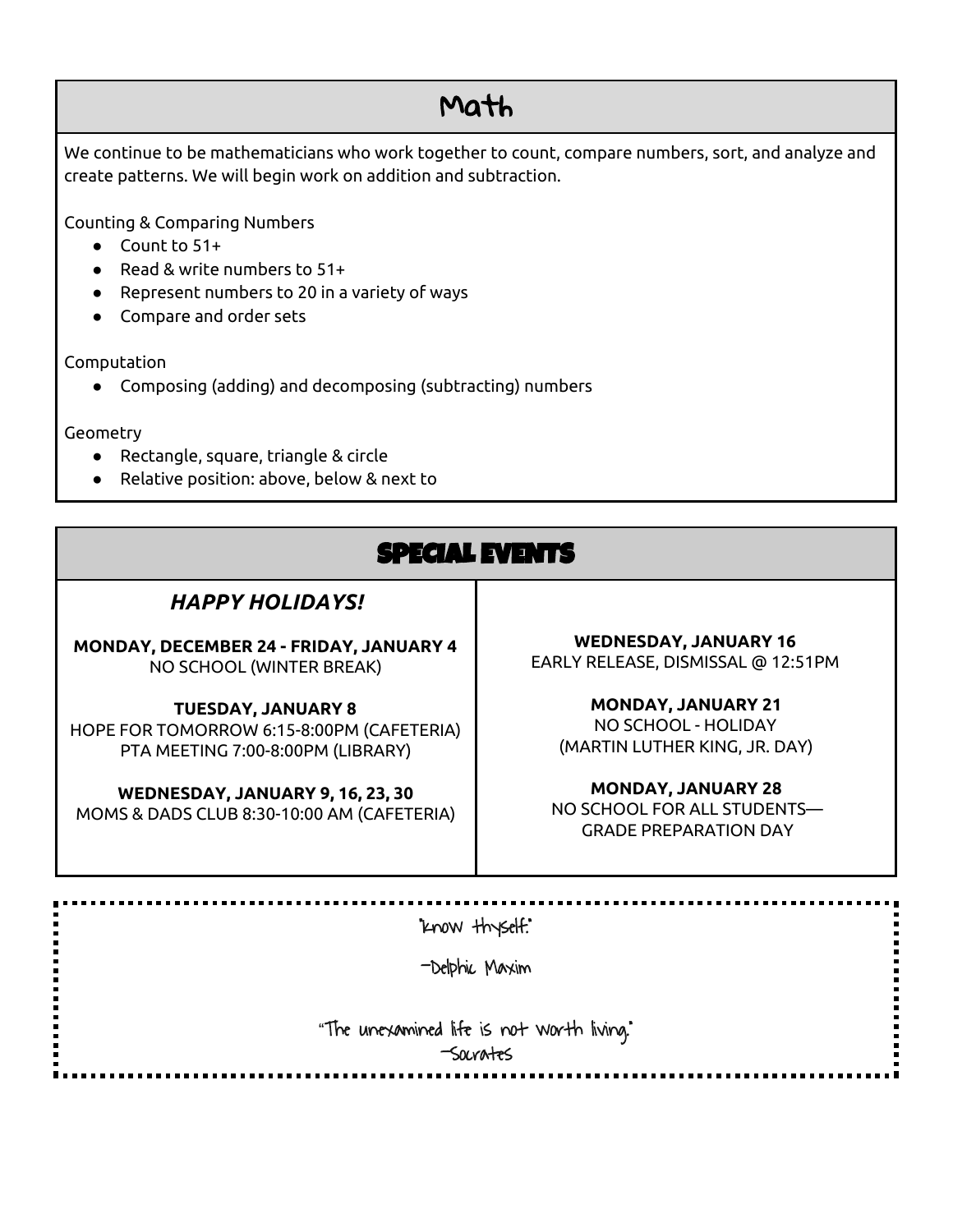## Math

We continue to be mathematicians who work together to count, compare numbers, sort, and analyze and create patterns. We will begin work on addition and subtraction.

Counting & Comparing Numbers

- Count to 51+
- Read & write numbers to 51+
- Represent numbers to 20 in a variety of ways
- Compare and order sets

Computation

- Composing (adding) and decomposing (subtracting) numbers

Geometry

- Rectangle, square, triangle & circle
- Relative position: above, below & next to

## SPECIAL EVENTS

### *HAPPY HOLIDAYS!*

**MONDAY, DECEMBER 24 - FRIDAY, JANUARY 4**
NO SCHOOL (WINTER BREAK)

**TUESDAY, JANUARY 8**
HOPE FOR TOMORROW 6:15-8:00PM (CAFETERIA)
PTA MEETING 7:00-8:00PM (LIBRARY)

**WEDNESDAY, JANUARY 9, 16, 23, 30**
MOMS & DADS CLUB 8:30-10:00 AM (CAFETERIA)

**WEDNESDAY, JANUARY 16**
EARLY RELEASE, DISMISSAL @ 12:51PM

**MONDAY, JANUARY 21**
NO SCHOOL - HOLIDAY
(MARTIN LUTHER KING, JR. DAY)

**MONDAY, JANUARY 28**
NO SCHOOL FOR ALL STUDENTS—
GRADE PREPARATION DAY

"Know thyself."

—Delphic Maxim

"The unexamined life is not worth living."
—Socrates